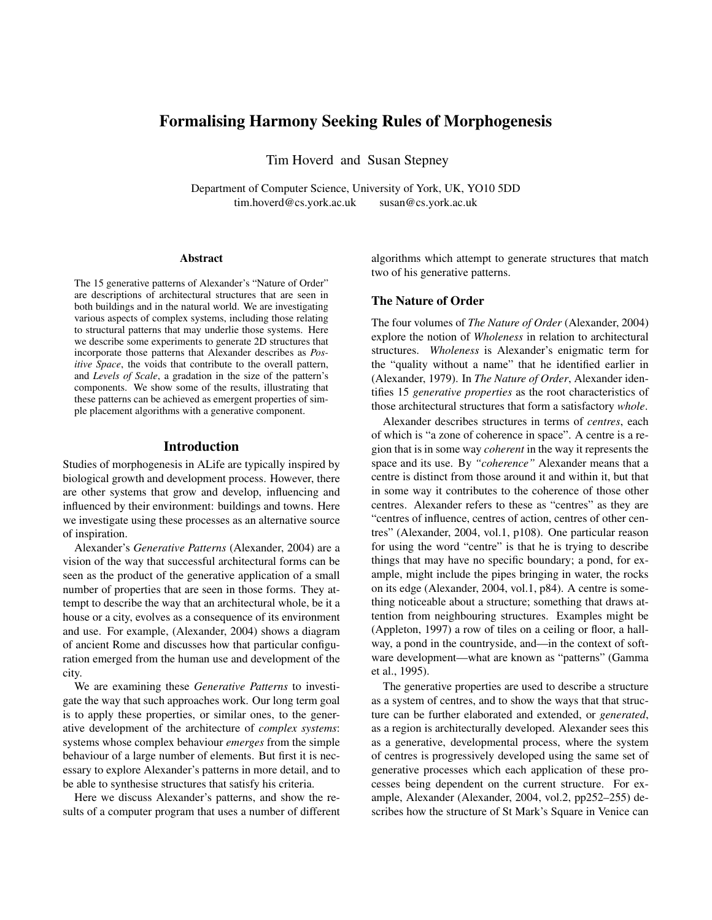# Formalising Harmony Seeking Rules of Morphogenesis

Tim Hoverd and Susan Stepney

Department of Computer Science, University of York, UK, YO10 5DD
tim.hoverd@cs.york.ac.uk susan@cs.york.ac.uk

### Abstract

The 15 generative patterns of Alexander's "Nature of Order" are descriptions of architectural structures that are seen in both buildings and in the natural world. We are investigating various aspects of complex systems, including those relating to structural patterns that may underlie those systems. Here we describe some experiments to generate 2D structures that incorporate those patterns that Alexander describes as *Positive Space*, the voids that contribute to the overall pattern, and *Levels of Scale*, a gradation in the size of the pattern's components. We show some of the results, illustrating that these patterns can be achieved as emergent properties of simple placement algorithms with a generative component.

## Introduction

Studies of morphogenesis in ALife are typically inspired by biological growth and development process. However, there are other systems that grow and develop, influencing and influenced by their environment: buildings and towns. Here we investigate using these processes as an alternative source of inspiration.

Alexander's *Generative Patterns* (Alexander, 2004) are a vision of the way that successful architectural forms can be seen as the product of the generative application of a small number of properties that are seen in those forms. They attempt to describe the way that an architectural whole, be it a house or a city, evolves as a consequence of its environment and use. For example, (Alexander, 2004) shows a diagram of ancient Rome and discusses how that particular configuration emerged from the human use and development of the city.

We are examining these *Generative Patterns* to investigate the way that such approaches work. Our long term goal is to apply these properties, or similar ones, to the generative development of the architecture of *complex systems*: systems whose complex behaviour *emerges* from the simple behaviour of a large number of elements. But first it is necessary to explore Alexander's patterns in more detail, and to be able to synthesise structures that satisfy his criteria.

Here we discuss Alexander's patterns, and show the results of a computer program that uses a number of different algorithms which attempt to generate structures that match two of his generative patterns.

## The Nature of Order

The four volumes of *The Nature of Order* (Alexander, 2004) explore the notion of *Wholeness* in relation to architectural structures. *Wholeness* is Alexander's enigmatic term for the "quality without a name" that he identified earlier in (Alexander, 1979). In *The Nature of Order*, Alexander identifies 15 *generative properties* as the root characteristics of those architectural structures that form a satisfactory *whole*.

Alexander describes structures in terms of *centres*, each of which is "a zone of coherence in space". A centre is a region that is in some way *coherent* in the way it represents the space and its use. By *"coherence"* Alexander means that a centre is distinct from those around it and within it, but that in some way it contributes to the coherence of those other centres. Alexander refers to these as "centres" as they are "centres of influence, centres of action, centres of other centres" (Alexander, 2004, vol.1, p108). One particular reason for using the word "centre" is that he is trying to describe things that may have no specific boundary; a pond, for example, might include the pipes bringing in water, the rocks on its edge (Alexander, 2004, vol.1, p84). A centre is something noticeable about a structure; something that draws attention from neighbouring structures. Examples might be (Appleton, 1997) a row of tiles on a ceiling or floor, a hallway, a pond in the countryside, and—in the context of software development—what are known as "patterns" (Gamma et al., 1995).

The generative properties are used to describe a structure as a system of centres, and to show the ways that that structure can be further elaborated and extended, or *generated*, as a region is architecturally developed. Alexander sees this as a generative, developmental process, where the system of centres is progressively developed using the same set of generative processes which each application of these processes being dependent on the current structure. For example, Alexander (Alexander, 2004, vol.2, pp252–255) describes how the structure of St Mark's Square in Venice can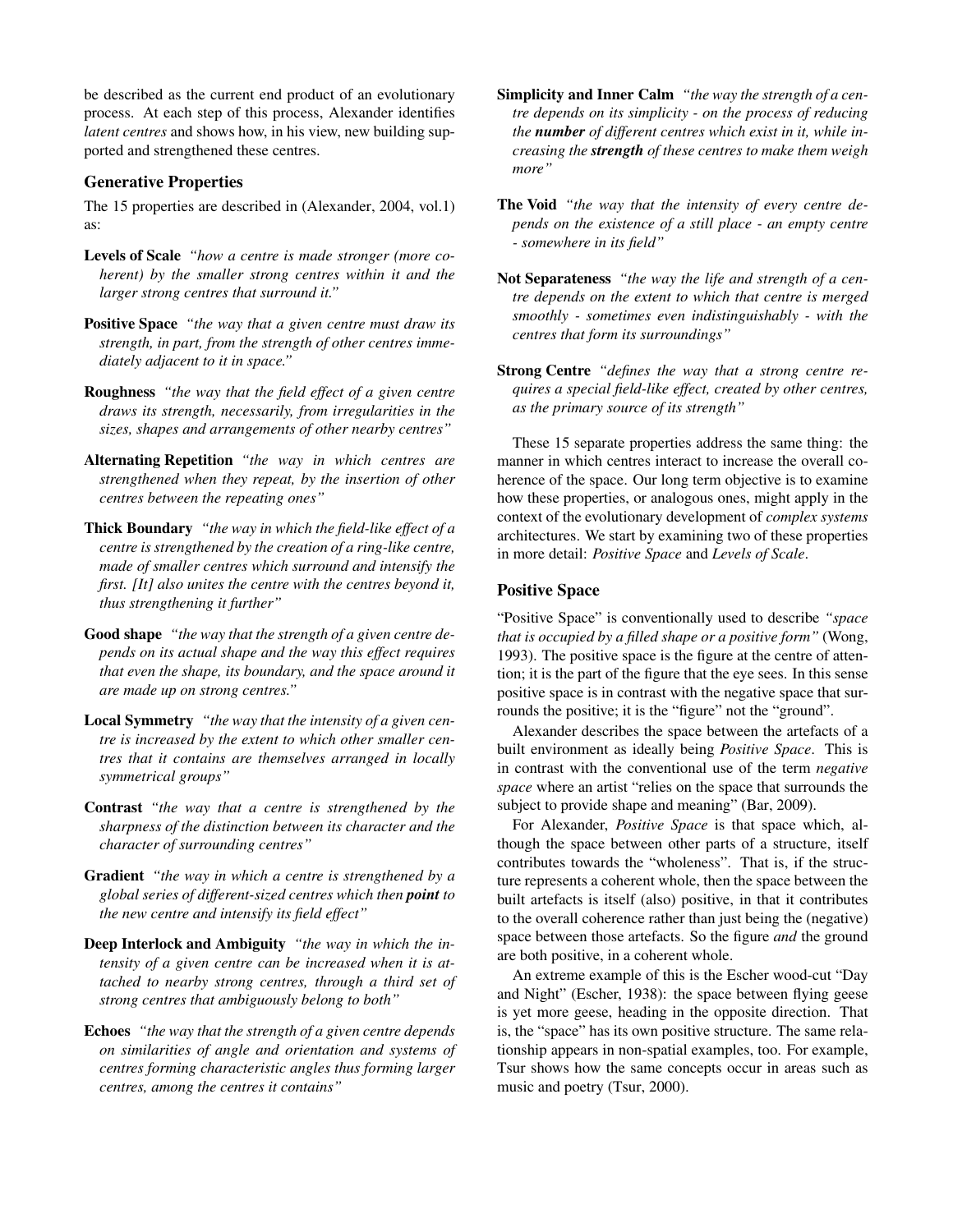be described as the current end product of an evolutionary process. At each step of this process, Alexander identifies *latent centres* and shows how, in his view, new building supported and strengthened these centres.

### Generative Properties

The 15 properties are described in (Alexander, 2004, vol.1) as:

**Levels of Scale** *"how a centre is made stronger (more coherent) by the smaller strong centres within it and the larger strong centres that surround it."*

**Positive Space** *"the way that a given centre must draw its strength, in part, from the strength of other centres immediately adjacent to it in space."*

**Roughness** *"the way that the field effect of a given centre draws its strength, necessarily, from irregularities in the sizes, shapes and arrangements of other nearby centres"*

**Alternating Repetition** *"the way in which centres are strengthened when they repeat, by the insertion of other centres between the repeating ones"*

**Thick Boundary** *"the way in which the field-like effect of a centre is strengthened by the creation of a ring-like centre, made of smaller centres which surround and intensify the first. [It] also unites the centre with the centres beyond it, thus strengthening it further"*

**Good shape** *"the way that the strength of a given centre depends on its actual shape and the way this effect requires that even the shape, its boundary, and the space around it are made up on strong centres."*

**Local Symmetry** *"the way that the intensity of a given centre is increased by the extent to which other smaller centres that it contains are themselves arranged in locally symmetrical groups"*

**Contrast** *"the way that a centre is strengthened by the sharpness of the distinction between its character and the character of surrounding centres"*

**Gradient** *"the way in which a centre is strengthened by a global series of different-sized centres which then* ***point*** *to the new centre and intensify its field effect"*

**Deep Interlock and Ambiguity** *"the way in which the intensity of a given centre can be increased when it is attached to nearby strong centres, through a third set of strong centres that ambiguously belong to both"*

**Echoes** *"the way that the strength of a given centre depends on similarities of angle and orientation and systems of centres forming characteristic angles thus forming larger centres, among the centres it contains"*

**Simplicity and Inner Calm** *"the way the strength of a centre depends on its simplicity - on the process of reducing the* ***number*** *of different centres which exist in it, while increasing the* ***strength*** *of these centres to make them weigh more"*

**The Void** *"the way that the intensity of every centre depends on the existence of a still place - an empty centre - somewhere in its field"*

**Not Separateness** *"the way the life and strength of a centre depends on the extent to which that centre is merged smoothly - sometimes even indistinguishably - with the centres that form its surroundings"*

**Strong Centre** *"defines the way that a strong centre requires a special field-like effect, created by other centres, as the primary source of its strength"*

These 15 separate properties address the same thing: the manner in which centres interact to increase the overall coherence of the space. Our long term objective is to examine how these properties, or analogous ones, might apply in the context of the evolutionary development of *complex systems* architectures. We start by examining two of these properties in more detail: *Positive Space* and *Levels of Scale*.

### Positive Space

"Positive Space" is conventionally used to describe *"space that is occupied by a filled shape or a positive form"* (Wong, 1993). The positive space is the figure at the centre of attention; it is the part of the figure that the eye sees. In this sense positive space is in contrast with the negative space that surrounds the positive; it is the "figure" not the "ground".

Alexander describes the space between the artefacts of a built environment as ideally being *Positive Space*. This is in contrast with the conventional use of the term *negative space* where an artist "relies on the space that surrounds the subject to provide shape and meaning" (Bar, 2009).

For Alexander, *Positive Space* is that space which, although the space between other parts of a structure, itself contributes towards the "wholeness". That is, if the structure represents a coherent whole, then the space between the built artefacts is itself (also) positive, in that it contributes to the overall coherence rather than just being the (negative) space between those artefacts. So the figure *and* the ground are both positive, in a coherent whole.

An extreme example of this is the Escher wood-cut "Day and Night" (Escher, 1938): the space between flying geese is yet more geese, heading in the opposite direction. That is, the "space" has its own positive structure. The same relationship appears in non-spatial examples, too. For example, Tsur shows how the same concepts occur in areas such as music and poetry (Tsur, 2000).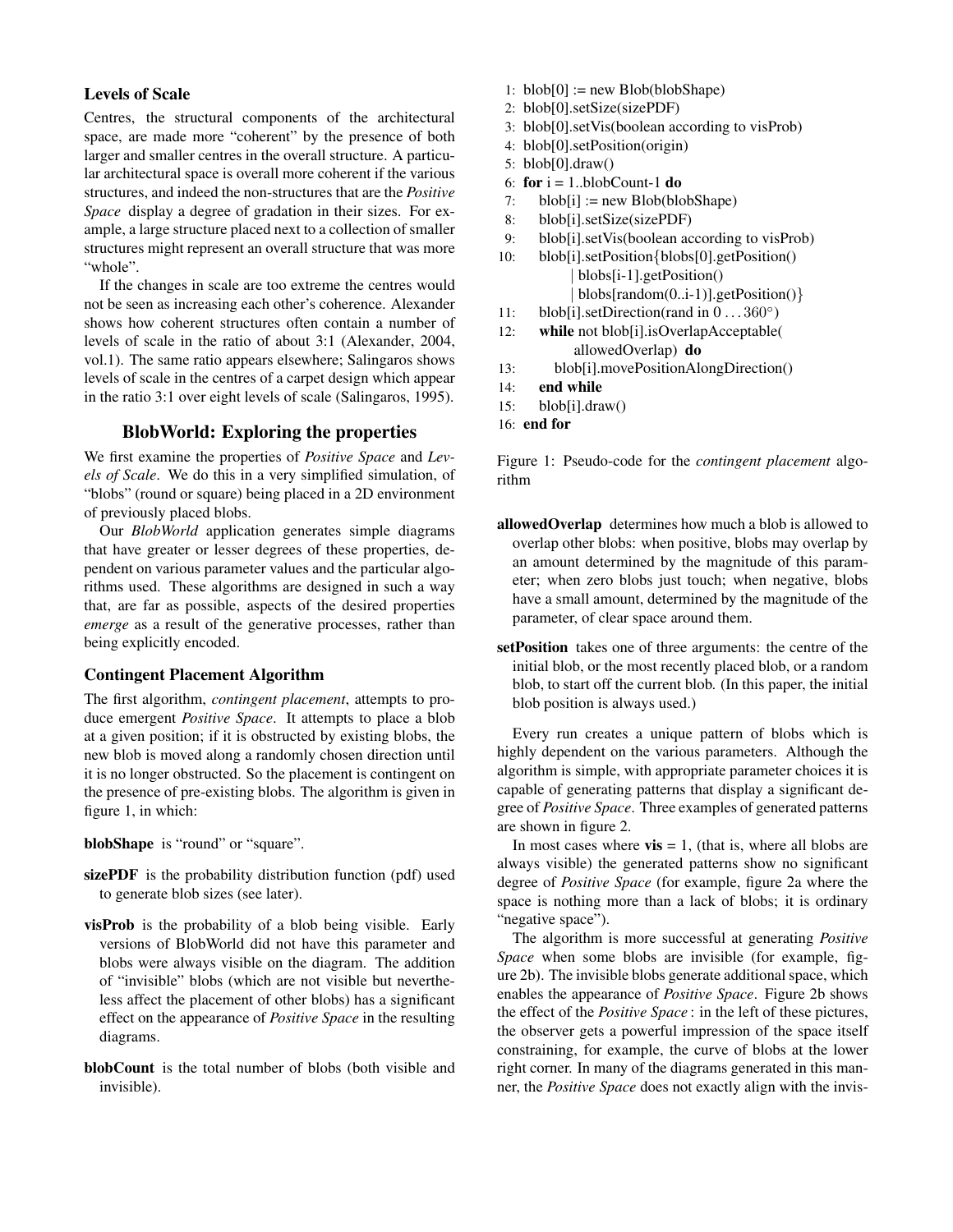### Levels of Scale

Centres, the structural components of the architectural space, are made more "coherent" by the presence of both larger and smaller centres in the overall structure. A particular architectural space is overall more coherent if the various structures, and indeed the non-structures that are the *Positive Space* display a degree of gradation in their sizes. For example, a large structure placed next to a collection of smaller structures might represent an overall structure that was more "whole".

If the changes in scale are too extreme the centres would not be seen as increasing each other's coherence. Alexander shows how coherent structures often contain a number of levels of scale in the ratio of about 3:1 (Alexander, 2004, vol.1). The same ratio appears elsewhere; Salingaros shows levels of scale in the centres of a carpet design which appear in the ratio 3:1 over eight levels of scale (Salingaros, 1995).

## BlobWorld: Exploring the properties

We first examine the properties of *Positive Space* and *Levels of Scale*. We do this in a very simplified simulation, of "blobs" (round or square) being placed in a 2D environment of previously placed blobs.

Our *BlobWorld* application generates simple diagrams that have greater or lesser degrees of these properties, dependent on various parameter values and the particular algorithms used. These algorithms are designed in such a way that, are far as possible, aspects of the desired properties *emerge* as a result of the generative processes, rather than being explicitly encoded.

### Contingent Placement Algorithm

The first algorithm, *contingent placement*, attempts to produce emergent *Positive Space*. It attempts to place a blob at a given position; if it is obstructed by existing blobs, the new blob is moved along a randomly chosen direction until it is no longer obstructed. So the placement is contingent on the presence of pre-existing blobs. The algorithm is given in figure 1, in which:

**blobShape** is "round" or "square".

**sizePDF** is the probability distribution function (pdf) used to generate blob sizes (see later).

**visProb** is the probability of a blob being visible. Early versions of BlobWorld did not have this parameter and blobs were always visible on the diagram. The addition of "invisible" blobs (which are not visible but nevertheless affect the placement of other blobs) has a significant effect on the appearance of *Positive Space* in the resulting diagrams.

**blobCount** is the total number of blobs (both visible and invisible).

```
 1: blob[0] := new Blob(blobShape)
 2: blob[0].setSize(sizePDF)
 3: blob[0].setVis(boolean according to visProb)
 4: blob[0].setPosition(origin)
 5: blob[0].draw()
 6: for i = 1..blobCount-1 do
 7:    blob[i] := new Blob(blobShape)
 8:    blob[i].setSize(sizePDF)
 9:    blob[i].setVis(boolean according to visProb)
10:    blob[i].setPosition{blobs[0].getPosition()
            | blobs[i-1].getPosition()
            | blobs[random(0..i-1)].getPosition()}
11:    blob[i].setDirection(rand in 0 ... 360°)
12:    while not blob[i].isOverlapAcceptable(
              allowedOverlap) do
13:       blob[i].movePositionAlongDirection()
14:    end while
15:    blob[i].draw()
16: end for
```

Figure 1: Pseudo-code for the *contingent placement* algorithm

**allowedOverlap** determines how much a blob is allowed to overlap other blobs: when positive, blobs may overlap by an amount determined by the magnitude of this parameter; when zero blobs just touch; when negative, blobs have a small amount, determined by the magnitude of the parameter, of clear space around them.

**setPosition** takes one of three arguments: the centre of the initial blob, or the most recently placed blob, or a random blob, to start off the current blob. (In this paper, the initial blob position is always used.)

Every run creates a unique pattern of blobs which is highly dependent on the various parameters. Although the algorithm is simple, with appropriate parameter choices it is capable of generating patterns that display a significant degree of *Positive Space*. Three examples of generated patterns are shown in figure 2.

In most cases where **vis** = 1, (that is, where all blobs are always visible) the generated patterns show no significant degree of *Positive Space* (for example, figure 2a where the space is nothing more than a lack of blobs; it is ordinary "negative space").

The algorithm is more successful at generating *Positive Space* when some blobs are invisible (for example, figure 2b). The invisible blobs generate additional space, which enables the appearance of *Positive Space*. Figure 2b shows the effect of the *Positive Space* : in the left of these pictures, the observer gets a powerful impression of the space itself constraining, for example, the curve of blobs at the lower right corner. In many of the diagrams generated in this manner, the *Positive Space* does not exactly align with the invis-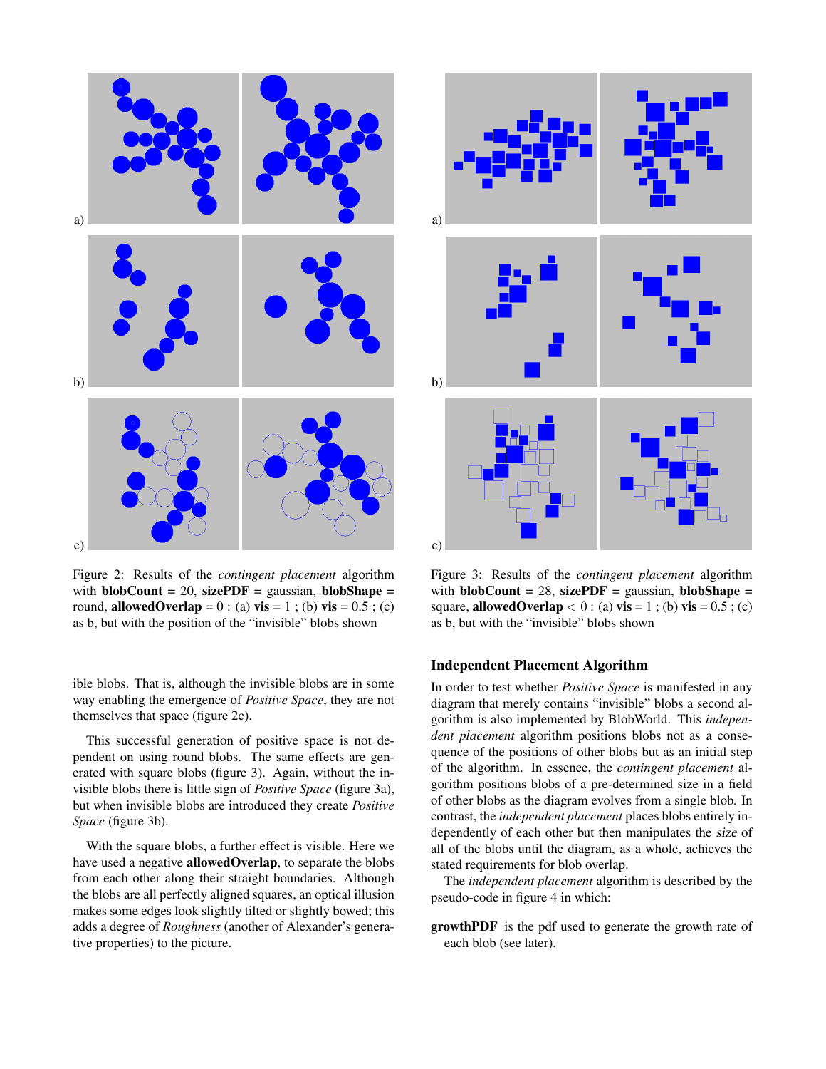Figure 2: Results of the *contingent placement* algorithm with **blobCount** = 20, **sizePDF** = gaussian, **blobShape** = round, **allowedOverlap** = 0 : (a) **vis** = 1 ; (b) **vis** = 0.5 ; (c) as b, but with the position of the "invisible" blobs shown

Figure 3: Results of the *contingent placement* algorithm with **blobCount** = 28, **sizePDF** = gaussian, **blobShape** = square, **allowedOverlap** $< 0$ : (a) **vis** = 1 ; (b) **vis** = 0.5 ; (c) as b, but with the "invisible" blobs shown

ible blobs. That is, although the invisible blobs are in some way enabling the emergence of *Positive Space*, they are not themselves that space (figure 2c).

This successful generation of positive space is not dependent on using round blobs. The same effects are generated with square blobs (figure 3). Again, without the invisible blobs there is little sign of *Positive Space* (figure 3a), but when invisible blobs are introduced they create *Positive Space* (figure 3b).

With the square blobs, a further effect is visible. Here we have used a negative **allowedOverlap**, to separate the blobs from each other along their straight boundaries. Although the blobs are all perfectly aligned squares, an optical illusion makes some edges look slightly tilted or slightly bowed; this adds a degree of *Roughness* (another of Alexander's generative properties) to the picture.

## Independent Placement Algorithm

In order to test whether *Positive Space* is manifested in any diagram that merely contains "invisible" blobs a second algorithm is also implemented by BlobWorld. This *independent placement* algorithm positions blobs not as a consequence of the positions of other blobs but as an initial step of the algorithm. In essence, the *contingent placement* algorithm positions blobs of a pre-determined size in a field of other blobs as the diagram evolves from a single blob. In contrast, the *independent placement* places blobs entirely independently of each other but then manipulates the *size* of all of the blobs until the diagram, as a whole, achieves the stated requirements for blob overlap.

The *independent placement* algorithm is described by the pseudo-code in figure 4 in which:

**growthPDF** is the pdf used to generate the growth rate of each blob (see later).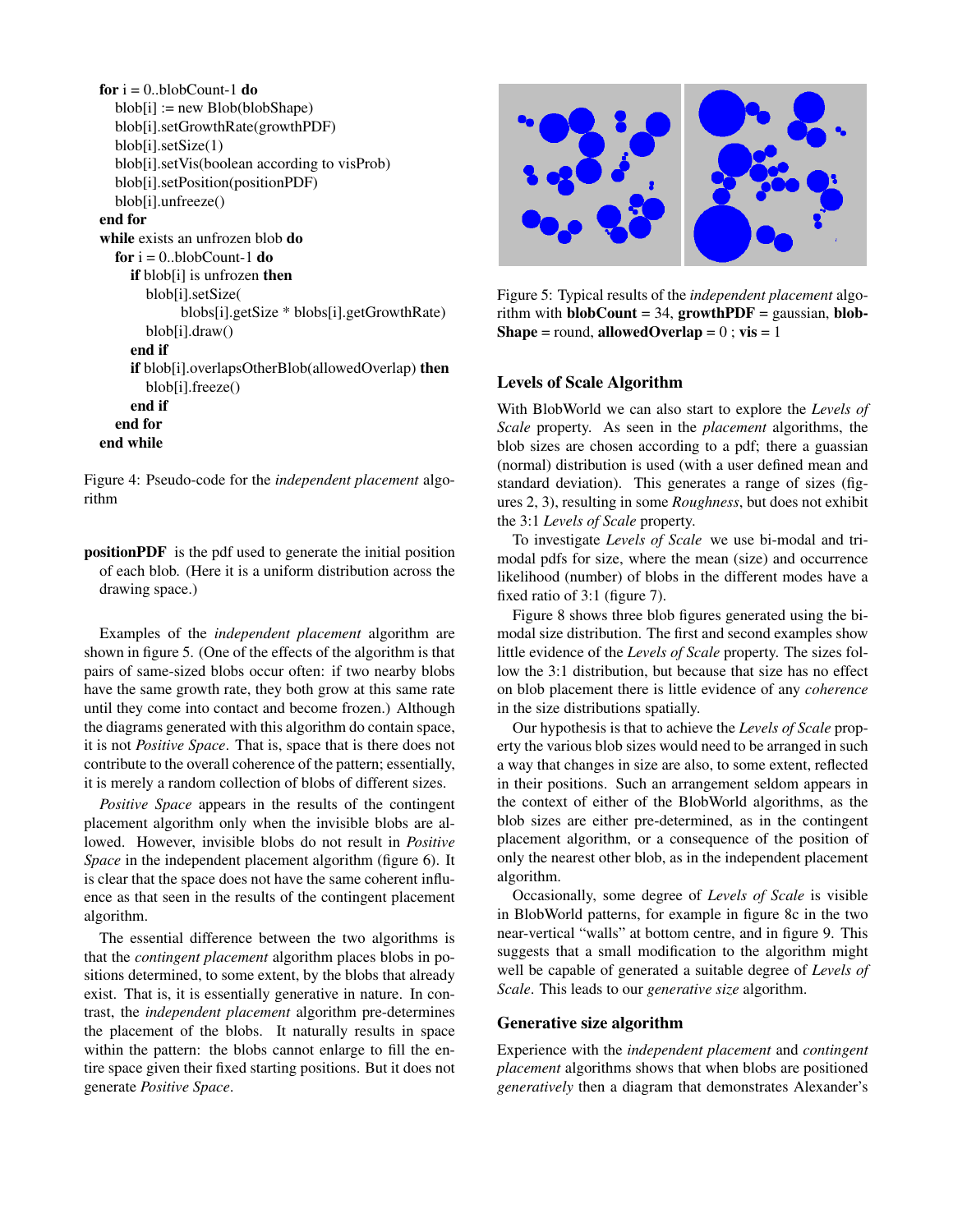```
for i = 0..blobCount-1 do
   blob[i] := new Blob(blobShape)
   blob[i].setGrowthRate(growthPDF)
   blob[i].setSize(1)
   blob[i].setVis(boolean according to visProb)
   blob[i].setPosition(positionPDF)
   blob[i].unfreeze()
end for
while exists an unfrozen blob do
   for i = 0..blobCount-1 do
      if blob[i] is unfrozen then
         blob[i].setSize(
               blobs[i].getSize * blobs[i].getGrowthRate)
         blob[i].draw()
      end if
      if blob[i].overlapsOtherBlob(allowedOverlap) then
         blob[i].freeze()
      end if
   end for
end while
```

Figure 4: Pseudo-code for the *independent placement* algorithm

**positionPDF** is the pdf used to generate the initial position of each blob. (Here it is a uniform distribution across the drawing space.)

Examples of the *independent placement* algorithm are shown in figure 5. (One of the effects of the algorithm is that pairs of same-sized blobs occur often: if two nearby blobs have the same growth rate, they both grow at this same rate until they come into contact and become frozen.) Although the diagrams generated with this algorithm do contain space, it is not *Positive Space*. That is, space that is there does not contribute to the overall coherence of the pattern; essentially, it is merely a random collection of blobs of different sizes.

*Positive Space* appears in the results of the contingent placement algorithm only when the invisible blobs are allowed. However, invisible blobs do not result in *Positive Space* in the independent placement algorithm (figure 6). It is clear that the space does not have the same coherent influence as that seen in the results of the contingent placement algorithm.

The essential difference between the two algorithms is that the *contingent placement* algorithm places blobs in positions determined, to some extent, by the blobs that already exist. That is, it is essentially generative in nature. In contrast, the *independent placement* algorithm pre-determines the placement of the blobs. It naturally results in space within the pattern: the blobs cannot enlarge to fill the entire space given their fixed starting positions. But it does not generate *Positive Space*.

Figure 5: Typical results of the *independent placement* algorithm with **blobCount** = 34, **growthPDF** = gaussian, **blobShape** = round, **allowedOverlap** = 0 ; **vis** = 1

## Levels of Scale Algorithm

With BlobWorld we can also start to explore the *Levels of Scale* property. As seen in the *placement* algorithms, the blob sizes are chosen according to a pdf; there a guassian (normal) distribution is used (with a user defined mean and standard deviation). This generates a range of sizes (figures 2, 3), resulting in some *Roughness*, but does not exhibit the 3:1 *Levels of Scale* property.

To investigate *Levels of Scale* we use bi-modal and tri-modal pdfs for size, where the mean (size) and occurrence likelihood (number) of blobs in the different modes have a fixed ratio of 3:1 (figure 7).

Figure 8 shows three blob figures generated using the bi-modal size distribution. The first and second examples show little evidence of the *Levels of Scale* property. The sizes follow the 3:1 distribution, but because that size has no effect on blob placement there is little evidence of any *coherence* in the size distributions spatially.

Our hypothesis is that to achieve the *Levels of Scale* property the various blob sizes would need to be arranged in such a way that changes in size are also, to some extent, reflected in their positions. Such an arrangement seldom appears in the context of either of the BlobWorld algorithms, as the blob sizes are either pre-determined, as in the contingent placement algorithm, or a consequence of the position of only the nearest other blob, as in the independent placement algorithm.

Occasionally, some degree of *Levels of Scale* is visible in BlobWorld patterns, for example in figure 8c in the two near-vertical "walls" at bottom centre, and in figure 9. This suggests that a small modification to the algorithm might well be capable of generated a suitable degree of *Levels of Scale*. This leads to our *generative size* algorithm.

## Generative size algorithm

Experience with the *independent placement* and *contingent placement* algorithms shows that when blobs are positioned *generatively* then a diagram that demonstrates Alexander's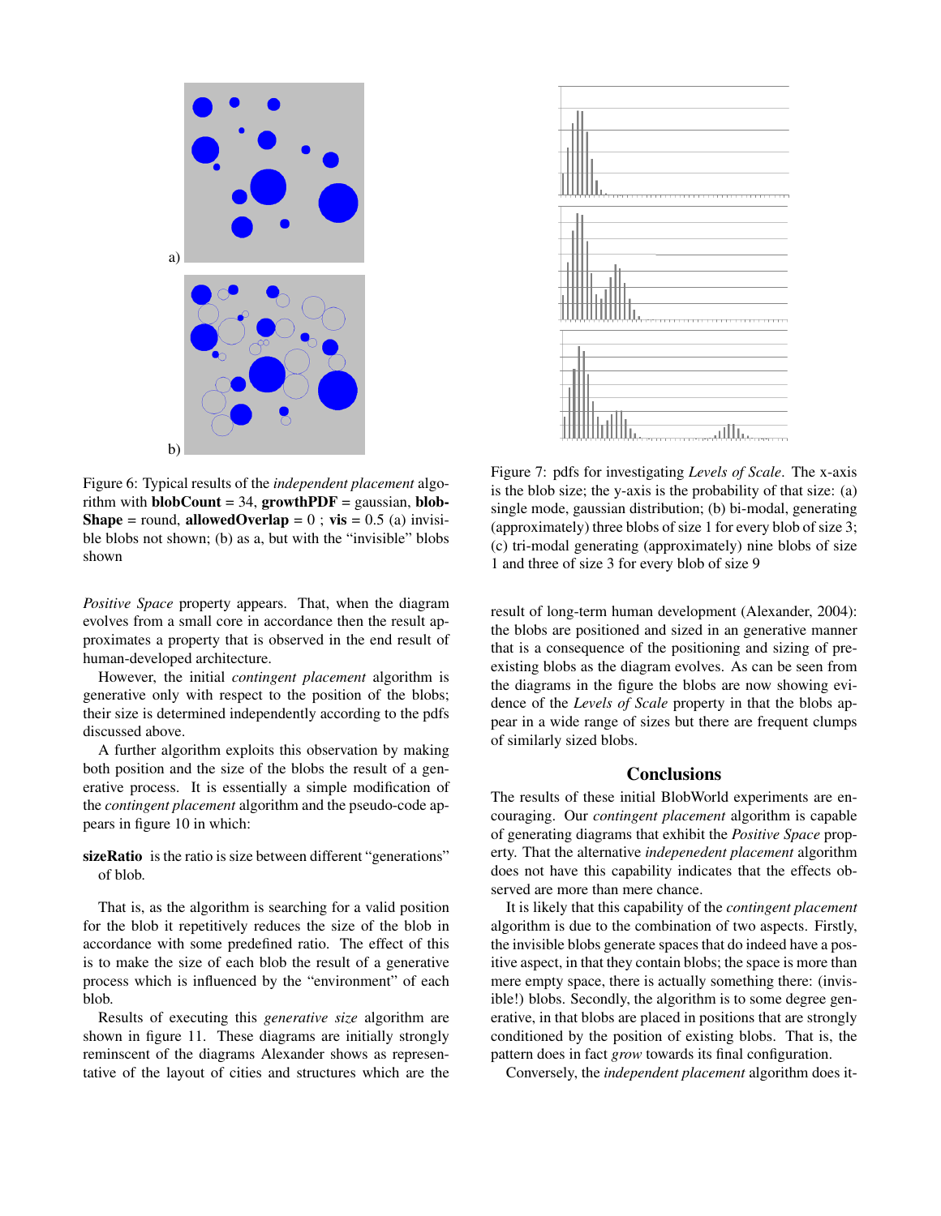a)

b)

Figure 6: Typical results of the *independent placement* algorithm with **blobCount** = 34, **growthPDF** = gaussian, **blobShape** = round, **allowedOverlap** = 0 ; **vis** = 0.5 (a) invisible blobs not shown; (b) as a, but with the "invisible" blobs shown

*Positive Space* property appears. That, when the diagram evolves from a small core in accordance then the result approximates a property that is observed in the end result of human-developed architecture.

However, the initial *contingent placement* algorithm is generative only with respect to the position of the blobs; their size is determined independently according to the pdfs discussed above.

A further algorithm exploits this observation by making both position and the size of the blobs the result of a generative process. It is essentially a simple modification of the *contingent placement* algorithm and the pseudo-code appears in figure 10 in which:

**sizeRatio** is the ratio is size between different "generations" of blob.

That is, as the algorithm is searching for a valid position for the blob it repetitively reduces the size of the blob in accordance with some predefined ratio. The effect of this is to make the size of each blob the result of a generative process which is influenced by the "environment" of each blob.

Results of executing this *generative size* algorithm are shown in figure 11. These diagrams are initially strongly reminscent of the diagrams Alexander shows as representative of the layout of cities and structures which are the result of long-term human development (Alexander, 2004): the blobs are positioned and sized in an generative manner that is a consequence of the positioning and sizing of pre-existing blobs as the diagram evolves. As can be seen from the diagrams in the figure the blobs are now showing evidence of the *Levels of Scale* property in that the blobs appear in a wide range of sizes but there are frequent clumps of similarly sized blobs.

Figure 7: pdfs for investigating *Levels of Scale*. The x-axis is the blob size; the y-axis is the probability of that size: (a) single mode, gaussian distribution; (b) bi-modal, generating (approximately) three blobs of size 1 for every blob of size 3; (c) tri-modal generating (approximately) nine blobs of size 1 and three of size 3 for every blob of size 9

## Conclusions

The results of these initial BlobWorld experiments are encouraging. Our *contingent placement* algorithm is capable of generating diagrams that exhibit the *Positive Space* property. That the alternative *indepenedent placement* algorithm does not have this capability indicates that the effects observed are more than mere chance.

It is likely that this capability of the *contingent placement* algorithm is due to the combination of two aspects. Firstly, the invisible blobs generate spaces that do indeed have a positive aspect, in that they contain blobs; the space is more than mere empty space, there is actually something there: (invisible!) blobs. Secondly, the algorithm is to some degree generative, in that blobs are placed in positions that are strongly conditioned by the position of existing blobs. That is, the pattern does in fact *grow* towards its final configuration.

Conversely, the *independent placement* algorithm does it-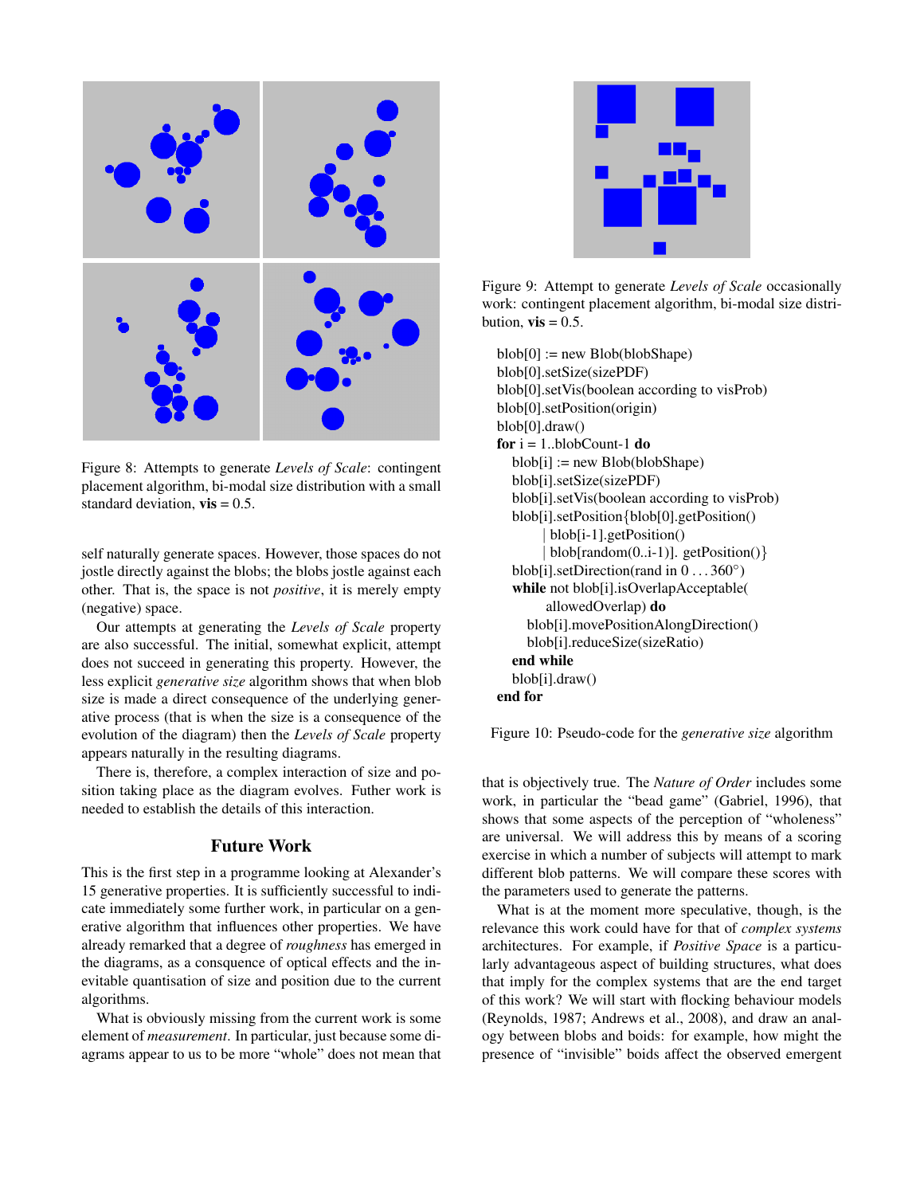Figure 8: Attempts to generate *Levels of Scale*: contingent placement algorithm, bi-modal size distribution with a small standard deviation, **vis** = 0.5.

self naturally generate spaces. However, those spaces do not jostle directly against the blobs; the blobs jostle against each other. That is, the space is not *positive*, it is merely empty (negative) space.

Our attempts at generating the *Levels of Scale* property are also successful. The initial, somewhat explicit, attempt does not succeed in generating this property. However, the less explicit *generative size* algorithm shows that when blob size is made a direct consequence of the underlying generative process (that is when the size is a consequence of the evolution of the diagram) then the *Levels of Scale* property appears naturally in the resulting diagrams.

There is, therefore, a complex interaction of size and position taking place as the diagram evolves. Futher work is needed to establish the details of this interaction.

## Future Work

This is the first step in a programme looking at Alexander's 15 generative properties. It is sufficiently successful to indicate immediately some further work, in particular on a generative algorithm that influences other properties. We have already remarked that a degree of *roughness* has emerged in the diagrams, as a consquence of optical effects and the inevitable quantisation of size and position due to the current algorithms.

What is obviously missing from the current work is some element of *measurement*. In particular, just because some diagrams appear to us to be more "whole" does not mean that that is objectively true. The *Nature of Order* includes some work, in particular the "bead game" (Gabriel, 1996), that shows that some aspects of the perception of "wholeness" are universal. We will address this by means of a scoring exercise in which a number of subjects will attempt to mark different blob patterns. We will compare these scores with the parameters used to generate the patterns.

What is at the moment more speculative, though, is the relevance this work could have for that of *complex systems* architectures. For example, if *Positive Space* is a particularly advantageous aspect of building structures, what does that imply for the complex systems that are the end target of this work? We will start with flocking behaviour models (Reynolds, 1987; Andrews et al., 2008), and draw an analogy between blobs and boids: for example, how might the presence of "invisible" boids affect the observed emergent

Figure 9: Attempt to generate *Levels of Scale* occasionally work: contingent placement algorithm, bi-modal size distribution, **vis** = 0.5.

```
blob[0] := new Blob(blobShape)
blob[0].setSize(sizePDF)
blob[0].setVis(boolean according to visProb)
blob[0].setPosition(origin)
blob[0].draw()
for i = 1..blobCount-1 do
   blob[i] := new Blob(blobShape)
   blob[i].setSize(sizePDF)
   blob[i].setVis(boolean according to visProb)
   blob[i].setPosition{blob[0].getPosition()
         | blob[i-1].getPosition()
         | blob[random(0..i-1)]. getPosition()}
   blob[i].setDirection(rand in 0 . . . 360°)
   while not blob[i].isOverlapAcceptable(
         allowedOverlap) do
      blob[i].movePositionAlongDirection()
      blob[i].reduceSize(sizeRatio)
   end while
   blob[i].draw()
end for
```

Figure 10: Pseudo-code for the *generative size* algorithm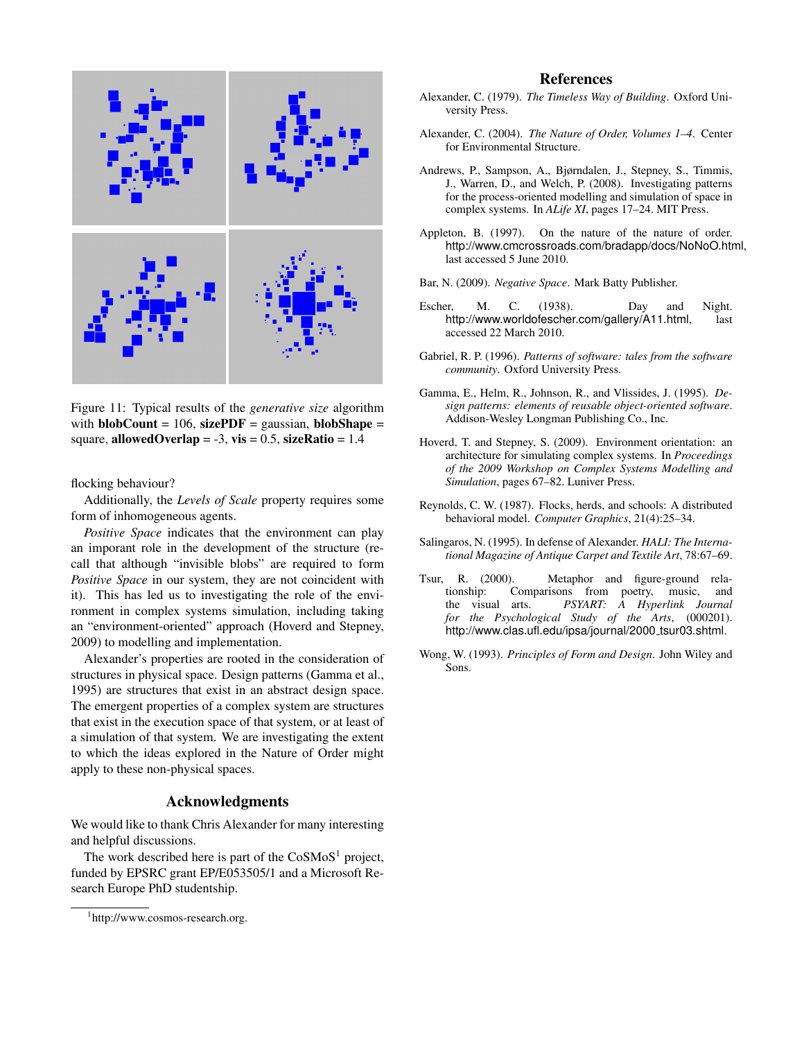Figure 11: Typical results of the *generative size* algorithm with **blobCount** = 106, **sizePDF** = gaussian, **blobShape** = square, **allowedOverlap** = -3, **vis** = 0.5, **sizeRatio** = 1.4

flocking behaviour?

Additionally, the *Levels of Scale* property requires some form of inhomogeneous agents.

*Positive Space* indicates that the environment can play an imporant role in the development of the structure (recall that although "invisible blobs" are required to form *Positive Space* in our system, they are not coincident with it). This has led us to investigating the role of the environment in complex systems simulation, including taking an "environment-oriented" approach (Hoverd and Stepney, 2009) to modelling and implementation.

Alexander's properties are rooted in the consideration of structures in physical space. Design patterns (Gamma et al., 1995) are structures that exist in an abstract design space. The emergent properties of a complex system are structures that exist in the execution space of that system, or at least of a simulation of that system. We are investigating the extent to which the ideas explored in the Nature of Order might apply to these non-physical spaces.

## Acknowledgments

We would like to thank Chris Alexander for many interesting and helpful discussions.

The work described here is part of the CoSMoS[1] project, funded by EPSRC grant EP/E053505/1 and a Microsoft Research Europe PhD studentship.

[1] http://www.cosmos-research.org.

## References

Alexander, C. (1979). *The Timeless Way of Building*. Oxford University Press.

Alexander, C. (2004). *The Nature of Order, Volumes 1–4*. Center for Environmental Structure.

Andrews, P., Sampson, A., Bjørndalen, J., Stepney, S., Timmis, J., Warren, D., and Welch, P. (2008). Investigating patterns for the process-oriented modelling and simulation of space in complex systems. In *ALife XI*, pages 17–24. MIT Press.

Appleton, B. (1997). On the nature of the nature of order. http://www.cmcrossroads.com/bradapp/docs/NoNoO.html, last accessed 5 June 2010.

Bar, N. (2009). *Negative Space*. Mark Batty Publisher.

Escher, M. C. (1938). Day and Night. http://www.worldofescher.com/gallery/A11.html, last accessed 22 March 2010.

Gabriel, R. P. (1996). *Patterns of software: tales from the software community*. Oxford University Press.

Gamma, E., Helm, R., Johnson, R., and Vlissides, J. (1995). *Design patterns: elements of reusable object-oriented software*. Addison-Wesley Longman Publishing Co., Inc.

Hoverd, T. and Stepney, S. (2009). Environment orientation: an architecture for simulating complex systems. In *Proceedings of the 2009 Workshop on Complex Systems Modelling and Simulation*, pages 67–82. Luniver Press.

Reynolds, C. W. (1987). Flocks, herds, and schools: A distributed behavioral model. *Computer Graphics*, 21(4):25–34.

Salingaros, N. (1995). In defense of Alexander. *HALI: The International Magazine of Antique Carpet and Textile Art*, 78:67–69.

Tsur, R. (2000). Metaphor and figure-ground relationship: Comparisons from poetry, music, and the visual arts. *PSYART: A Hyperlink Journal for the Psychological Study of the Arts*, (000201). http://www.clas.ufl.edu/ipsa/journal/2000_tsur03.shtml.

Wong, W. (1993). *Principles of Form and Design*. John Wiley and Sons.